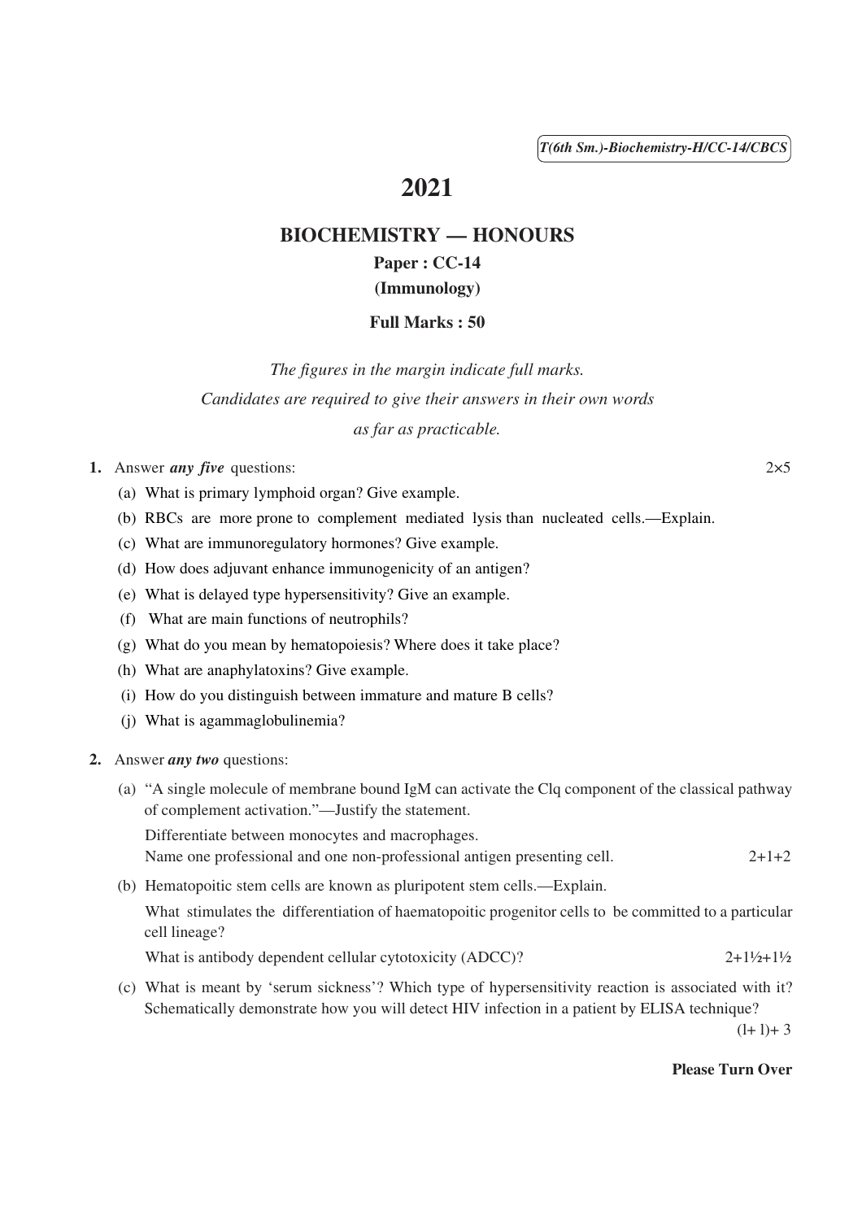T(6th Sm.)-Biochemistry-H/CC-14/CBCS

# 2021

## BIOCHEMISTRY — HONOURS

### Paper : CC-14

### (Immunology)

**Full Marks : 50**

*The figures in the margin indicate full marks.*

*Candidates are required to give their answers in their own words as far as practicable.*

**1.** Answer ***any five*** questions: 2×5

(a) What is primary lymphoid organ? Give example.

(b) RBCs are more prone to complement mediated lysis than nucleated cells.—Explain.

(c) What are immunoregulatory hormones? Give example.

(d) How does adjuvant enhance immunogenicity of an antigen?

(e) What is delayed type hypersensitivity? Give an example.

(f) What are main functions of neutrophils?

(g) What do you mean by hematopoiesis? Where does it take place?

(h) What are anaphylatoxins? Give example.

(i) How do you distinguish between immature and mature B cells?

(j) What is agammaglobulinemia?

**2.** Answer ***any two*** questions:

(a) "A single molecule of membrane bound IgM can activate the Clq component of the classical pathway of complement activation."—Justify the statement.

Differentiate between monocytes and macrophages.

Name one professional and one non-professional antigen presenting cell. 2+1+2

(b) Hematopoitic stem cells are known as pluripotent stem cells.—Explain.

What stimulates the differentiation of haematopoitic progenitor cells to be committed to a particular cell lineage?

What is antibody dependent cellular cytotoxicity (ADCC)? 2+1½+1½

(c) What is meant by 'serum sickness'? Which type of hypersensitivity reaction is associated with it? Schematically demonstrate how you will detect HIV infection in a patient by ELISA technique? (l+ l)+ 3

**Please Turn Over**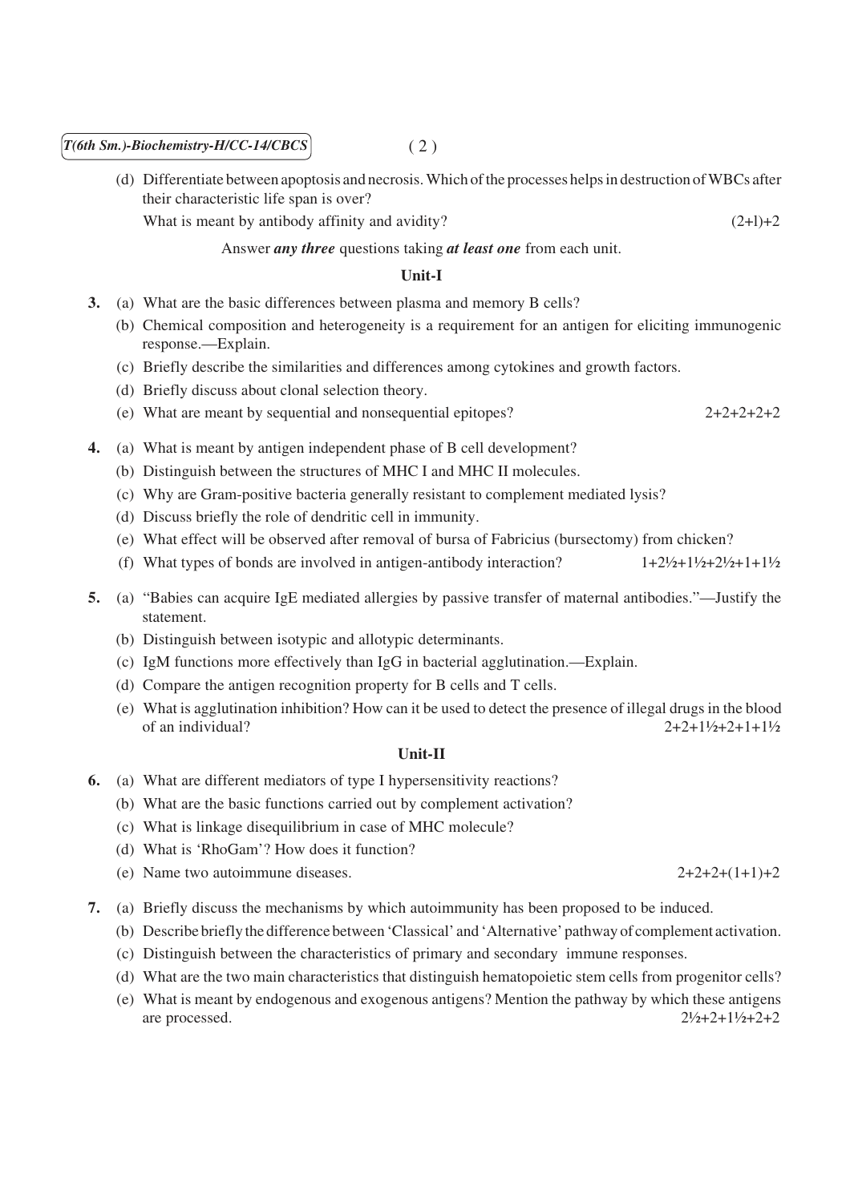(d) Differentiate between apoptosis and necrosis. Which of the processes helps in destruction of WBCs after their characteristic life span is over?

What is meant by antibody affinity and avidity? (2+1)+2

Answer ***any three*** questions taking ***at least one*** from each unit.

## Unit-I

**3.** (a) What are the basic differences between plasma and memory B cells?

(b) Chemical composition and heterogeneity is a requirement for an antigen for eliciting immunogenic response.—Explain.

(c) Briefly describe the similarities and differences among cytokines and growth factors.

(d) Briefly discuss about clonal selection theory.

(e) What are meant by sequential and nonsequential epitopes? 2+2+2+2+2

**4.** (a) What is meant by antigen independent phase of B cell development?

(b) Distinguish between the structures of MHC I and MHC II molecules.

(c) Why are Gram-positive bacteria generally resistant to complement mediated lysis?

(d) Discuss briefly the role of dendritic cell in immunity.

(e) What effect will be observed after removal of bursa of Fabricius (bursectomy) from chicken?

(f) What types of bonds are involved in antigen-antibody interaction? 1+2½+1½+2½+1+1½

**5.** (a) "Babies can acquire IgE mediated allergies by passive transfer of maternal antibodies."—Justify the statement.

(b) Distinguish between isotypic and allotypic determinants.

(c) IgM functions more effectively than IgG in bacterial agglutination.—Explain.

(d) Compare the antigen recognition property for B cells and T cells.

(e) What is agglutination inhibition? How can it be used to detect the presence of illegal drugs in the blood of an individual? 2+2+1½+2+1+1½

## Unit-II

**6.** (a) What are different mediators of type I hypersensitivity reactions?

(b) What are the basic functions carried out by complement activation?

(c) What is linkage disequilibrium in case of MHC molecule?

(d) What is 'RhoGam'? How does it function?

(e) Name two autoimmune diseases. 2+2+2+(1+1)+2

**7.** (a) Briefly discuss the mechanisms by which autoimmunity has been proposed to be induced.

(b) Describe briefly the difference between 'Classical' and 'Alternative' pathway of complement activation.

(c) Distinguish between the characteristics of primary and secondary immune responses.

(d) What are the two main characteristics that distinguish hematopoietic stem cells from progenitor cells?

(e) What is meant by endogenous and exogenous antigens? Mention the pathway by which these antigens are processed. 2½+2+1½+2+2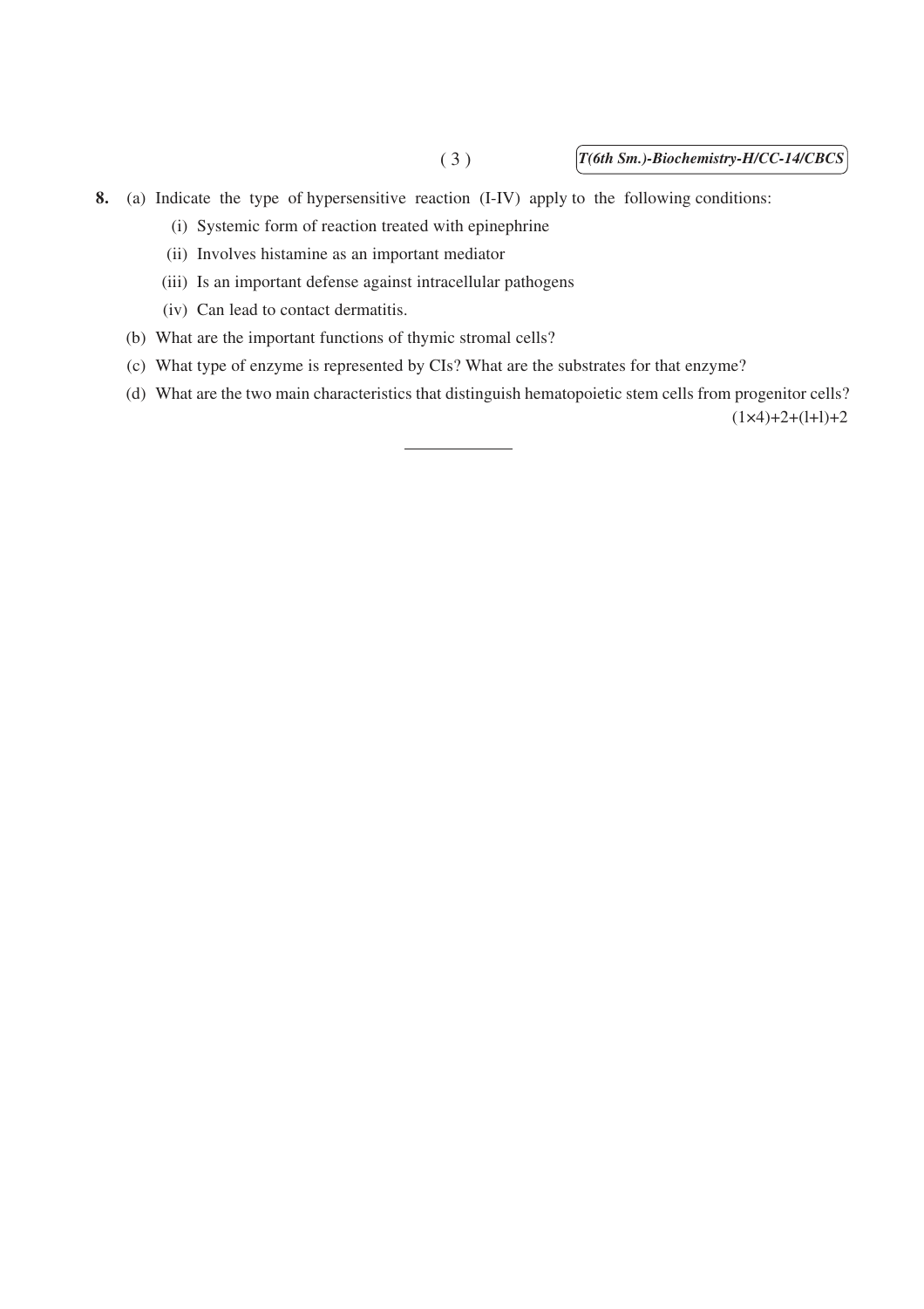**8.** (a) Indicate the type of hypersensitive reaction (I-IV) apply to the following conditions:

(i) Systemic form of reaction treated with epinephrine

(ii) Involves histamine as an important mediator

(iii) Is an important defense against intracellular pathogens

(iv) Can lead to contact dermatitis.

(b) What are the important functions of thymic stromal cells?

(c) What type of enzyme is represented by CIs? What are the substrates for that enzyme?

(d) What are the two main characteristics that distinguish hematopoietic stem cells from progenitor cells?

(1×4)+2+(1+1)+2